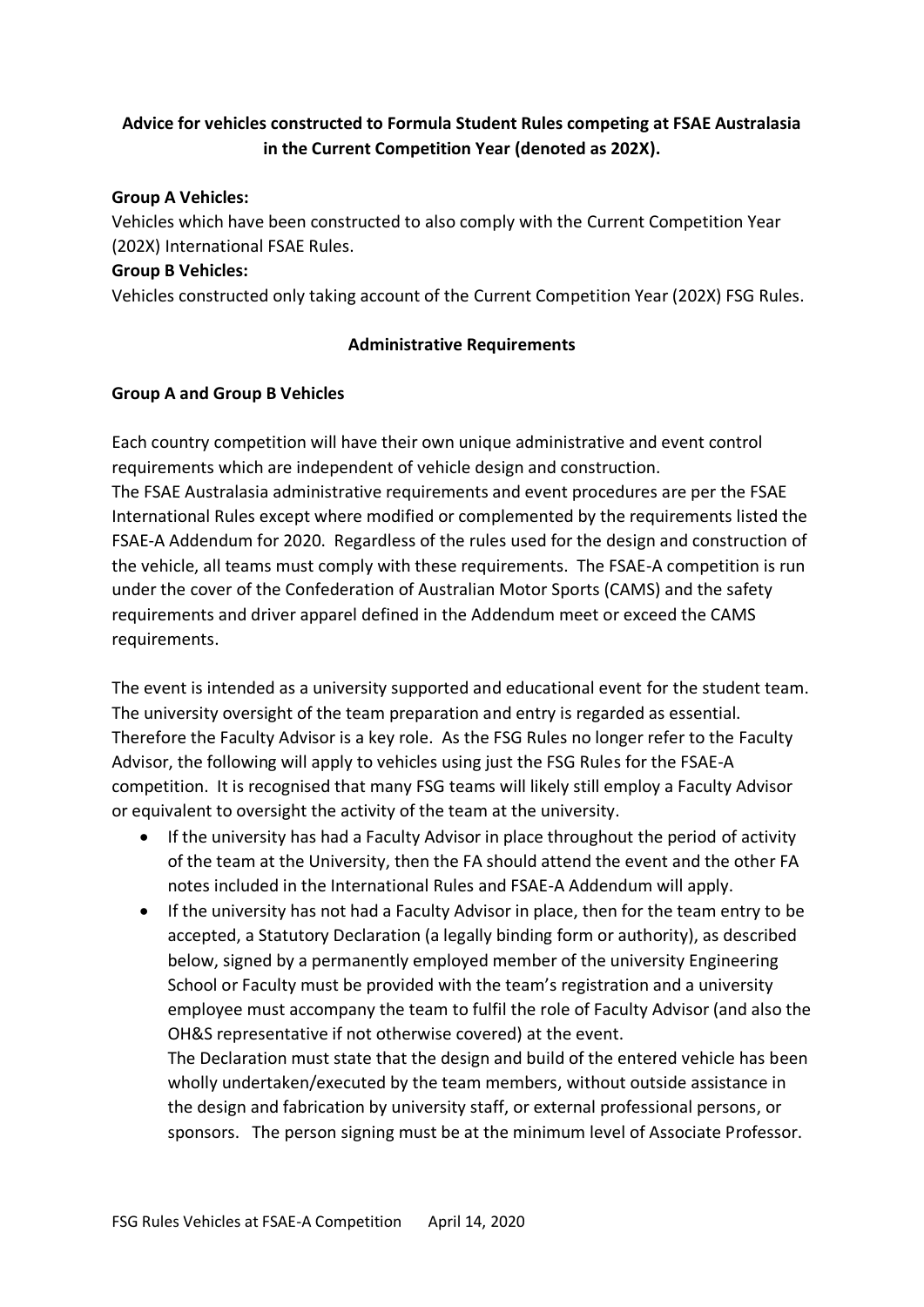**Advice for vehicles constructed to Formula Student Rules competing at FSAE Australasia in the Current Competition Year (denoted as 202X).**

**Group A Vehicles:**

Vehicles which have been constructed to also comply with the Current Competition Year (202X) International FSAE Rules.

**Group B Vehicles:**

Vehicles constructed only taking account of the Current Competition Year (202X) FSG Rules.

## Administrative Requirements

**Group A and Group B Vehicles**

Each country competition will have their own unique administrative and event control requirements which are independent of vehicle design and construction.

The FSAE Australasia administrative requirements and event procedures are per the FSAE International Rules except where modified or complemented by the requirements listed the FSAE-A Addendum for 2020. Regardless of the rules used for the design and construction of the vehicle, all teams must comply with these requirements. The FSAE-A competition is run under the cover of the Confederation of Australian Motor Sports (CAMS) and the safety requirements and driver apparel defined in the Addendum meet or exceed the CAMS requirements.

The event is intended as a university supported and educational event for the student team. The university oversight of the team preparation and entry is regarded as essential. Therefore the Faculty Advisor is a key role. As the FSG Rules no longer refer to the Faculty Advisor, the following will apply to vehicles using just the FSG Rules for the FSAE-A competition. It is recognised that many FSG teams will likely still employ a Faculty Advisor or equivalent to oversight the activity of the team at the university.

- If the university has had a Faculty Advisor in place throughout the period of activity of the team at the University, then the FA should attend the event and the other FA notes included in the International Rules and FSAE-A Addendum will apply.
- If the university has not had a Faculty Advisor in place, then for the team entry to be accepted, a Statutory Declaration (a legally binding form or authority), as described below, signed by a permanently employed member of the university Engineering School or Faculty must be provided with the team's registration and a university employee must accompany the team to fulfil the role of Faculty Advisor (and also the OH&S representative if not otherwise covered) at the event.

  The Declaration must state that the design and build of the entered vehicle has been wholly undertaken/executed by the team members, without outside assistance in the design and fabrication by university staff, or external professional persons, or sponsors. The person signing must be at the minimum level of Associate Professor.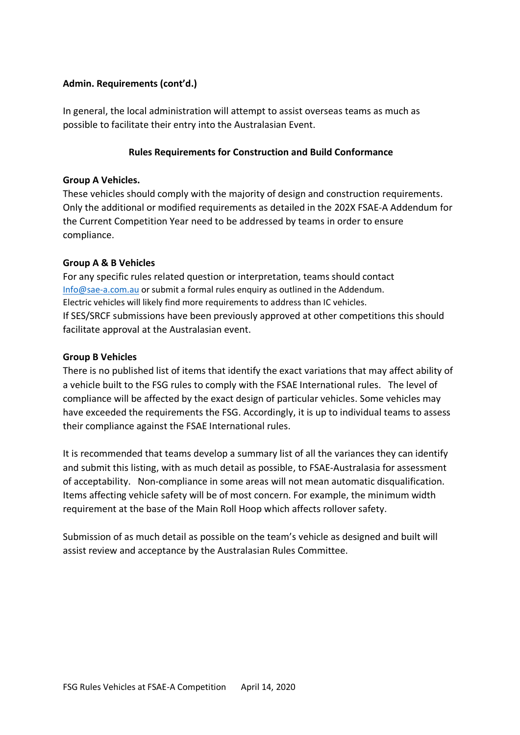**Admin. Requirements (cont'd.)**

In general, the local administration will attempt to assist overseas teams as much as possible to facilitate their entry into the Australasian Event.

## Rules Requirements for Construction and Build Conformance

**Group A Vehicles.**

These vehicles should comply with the majority of design and construction requirements. Only the additional or modified requirements as detailed in the 202X FSAE-A Addendum for the Current Competition Year need to be addressed by teams in order to ensure compliance.

**Group A & B Vehicles**

For any specific rules related question or interpretation, teams should contact Info@sae-a.com.au or submit a formal rules enquiry as outlined in the Addendum.
Electric vehicles will likely find more requirements to address than IC vehicles.
If SES/SRCF submissions have been previously approved at other competitions this should facilitate approval at the Australasian event.

**Group B Vehicles**

There is no published list of items that identify the exact variations that may affect ability of a vehicle built to the FSG rules to comply with the FSAE International rules. The level of compliance will be affected by the exact design of particular vehicles. Some vehicles may have exceeded the requirements the FSG. Accordingly, it is up to individual teams to assess their compliance against the FSAE International rules.

It is recommended that teams develop a summary list of all the variances they can identify and submit this listing, with as much detail as possible, to FSAE-Australasia for assessment of acceptability. Non-compliance in some areas will not mean automatic disqualification. Items affecting vehicle safety will be of most concern. For example, the minimum width requirement at the base of the Main Roll Hoop which affects rollover safety.

Submission of as much detail as possible on the team's vehicle as designed and built will assist review and acceptance by the Australasian Rules Committee.